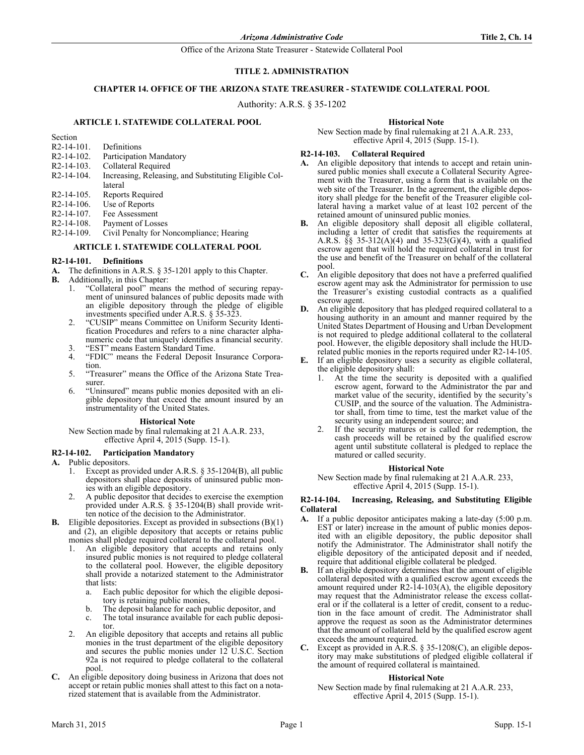# TITLE 2. ADMINISTRATION

## CHAPTER 14. OFFICE OF THE ARIZONA STATE TREASURER - STATEWIDE COLLATERAL POOL

Authority: A.R.S. § 35-1202

### ARTICLE 1. STATEWIDE COLLATERAL POOL

Section
R2-14-101. Definitions
R2-14-102. Participation Mandatory
R2-14-103. Collateral Required
R2-14-104. Increasing, Releasing, and Substituting Eligible Collateral
R2-14-105. Reports Required
R2-14-106. Use of Reports
R2-14-107. Fee Assessment
R2-14-108. Payment of Losses
R2-14-109. Civil Penalty for Noncompliance; Hearing

### ARTICLE 1. STATEWIDE COLLATERAL POOL

#### R2-14-101. Definitions

**A.** The definitions in A.R.S. § 35-1201 apply to this Chapter.

**B.** Additionally, in this Chapter:

1. "Collateral pool" means the method of securing repayment of uninsured balances of public deposits made with an eligible depository through the pledge of eligible investments specified under A.R.S. § 35-323.
2. "CUSIP" means Committee on Uniform Security Identification Procedures and refers to a nine character alphanumeric code that uniquely identifies a financial security.
3. "EST" means Eastern Standard Time.
4. "FDIC" means the Federal Deposit Insurance Corporation.
5. "Treasurer" means the Office of the Arizona State Treasurer.
6. "Uninsured" means public monies deposited with an eligible depository that exceed the amount insured by an instrumentality of the United States.

**Historical Note**

New Section made by final rulemaking at 21 A.A.R. 233, effective April 4, 2015 (Supp. 15-1).

#### R2-14-102. Participation Mandatory

**A.** Public depositors.

1. Except as provided under A.R.S. § 35-1204(B), all public depositors shall place deposits of uninsured public monies with an eligible depository.
2. A public depositor that decides to exercise the exemption provided under A.R.S. § 35-1204(B) shall provide written notice of the decision to the Administrator.

**B.** Eligible depositories. Except as provided in subsections (B)(1) and (2), an eligible depository that accepts or retains public monies shall pledge required collateral to the collateral pool.

1. An eligible depository that accepts and retains only insured public monies is not required to pledge collateral to the collateral pool. However, the eligible depository shall provide a notarized statement to the Administrator that lists:
   a. Each public depositor for which the eligible depository is retaining public monies,
   b. The deposit balance for each public depositor, and
   c. The total insurance available for each public depositor.
2. An eligible depository that accepts and retains all public monies in the trust department of the eligible depository and secures the public monies under 12 U.S.C. Section 92a is not required to pledge collateral to the collateral pool.

**C.** An eligible depository doing business in Arizona that does not accept or retain public monies shall attest to this fact on a notarized statement that is available from the Administrator.

**Historical Note**

New Section made by final rulemaking at 21 A.A.R. 233, effective April 4, 2015 (Supp. 15-1).

#### R2-14-103. Collateral Required

**A.** An eligible depository that intends to accept and retain uninsured public monies shall execute a Collateral Security Agreement with the Treasurer, using a form that is available on the web site of the Treasurer. In the agreement, the eligible depository shall pledge for the benefit of the Treasurer eligible collateral having a market value of at least 102 percent of the retained amount of uninsured public monies.

**B.** An eligible depository shall deposit all eligible collateral, including a letter of credit that satisfies the requirements at A.R.S. §§ 35-312(A)(4) and 35-323(G)(4), with a qualified escrow agent that will hold the required collateral in trust for the use and benefit of the Treasurer on behalf of the collateral pool.

**C.** An eligible depository that does not have a preferred qualified escrow agent may ask the Administrator for permission to use the Treasurer's existing custodial contracts as a qualified escrow agent.

**D.** An eligible depository that has pledged required collateral to a housing authority in an amount and manner required by the United States Department of Housing and Urban Development is not required to pledge additional collateral to the collateral pool. However, the eligible depository shall include the HUD-related public monies in the reports required under R2-14-105.

**E.** If an eligible depository uses a security as eligible collateral, the eligible depository shall:

1. At the time the security is deposited with a qualified escrow agent, forward to the Administrator the par and market value of the security, identified by the security's CUSIP, and the source of the valuation. The Administrator shall, from time to time, test the market value of the security using an independent source; and
2. If the security matures or is called for redemption, the cash proceeds will be retained by the qualified escrow agent until substitute collateral is pledged to replace the matured or called security.

**Historical Note**

New Section made by final rulemaking at 21 A.A.R. 233, effective April 4, 2015 (Supp. 15-1).

#### R2-14-104. Increasing, Releasing, and Substituting Eligible Collateral

**A.** If a public depositor anticipates making a late-day (5:00 p.m. EST or later) increase in the amount of public monies deposited with an eligible depository, the public depositor shall notify the Administrator. The Administrator shall notify the eligible depository of the anticipated deposit and if needed, require that additional eligible collateral be pledged.

**B.** If an eligible depository determines that the amount of eligible collateral deposited with a qualified escrow agent exceeds the amount required under R2-14-103(A), the eligible depository may request that the Administrator release the excess collateral or if the collateral is a letter of credit, consent to a reduction in the face amount of credit. The Administrator shall approve the request as soon as the Administrator determines that the amount of collateral held by the qualified escrow agent exceeds the amount required.

**C.** Except as provided in A.R.S. § 35-1208(C), an eligible depository may make substitutions of pledged eligible collateral if the amount of required collateral is maintained.

**Historical Note**

New Section made by final rulemaking at 21 A.A.R. 233, effective April 4, 2015 (Supp. 15-1).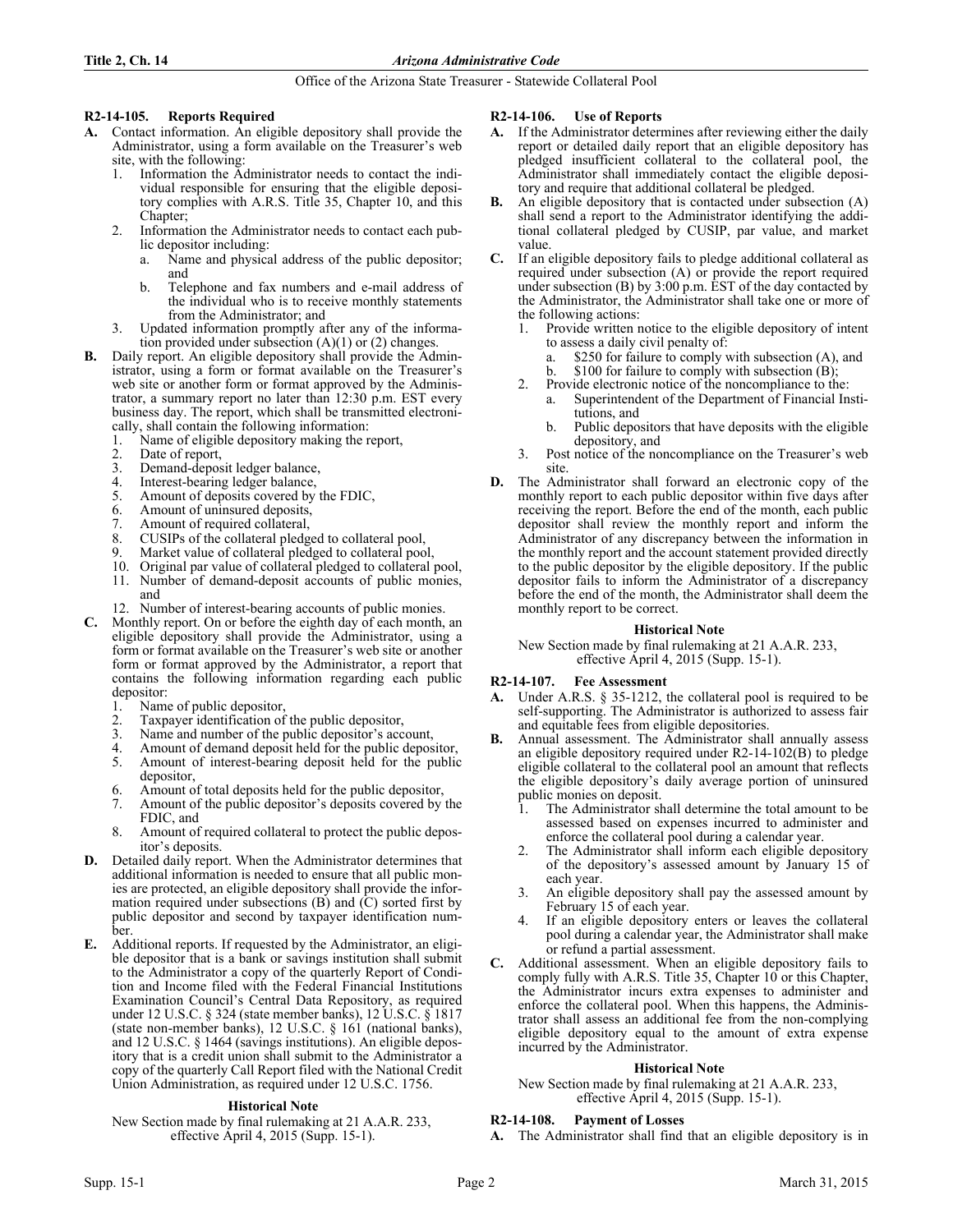### R2-14-105. Reports Required

**A.** Contact information. An eligible depository shall provide the Administrator, using a form available on the Treasurer's web site, with the following:
   1. Information the Administrator needs to contact the individual responsible for ensuring that the eligible depository complies with A.R.S. Title 35, Chapter 10, and this Chapter;
   2. Information the Administrator needs to contact each public depositor including:
      a. Name and physical address of the public depositor; and
      b. Telephone and fax numbers and e-mail address of the individual who is to receive monthly statements from the Administrator; and
   3. Updated information promptly after any of the information provided under subsection (A)(1) or (2) changes.

**B.** Daily report. An eligible depository shall provide the Administrator, using a form or format available on the Treasurer's web site or another form or format approved by the Administrator, a summary report no later than 12:30 p.m. EST every business day. The report, which shall be transmitted electronically, shall contain the following information:
   1. Name of eligible depository making the report,
   2. Date of report,
   3. Demand-deposit ledger balance,
   4. Interest-bearing ledger balance,
   5. Amount of deposits covered by the FDIC,
   6. Amount of uninsured deposits,
   7. Amount of required collateral,
   8. CUSIPs of the collateral pledged to collateral pool,
   9. Market value of collateral pledged to collateral pool,
   10. Original par value of collateral pledged to collateral pool,
   11. Number of demand-deposit accounts of public monies, and
   12. Number of interest-bearing accounts of public monies.

**C.** Monthly report. On or before the eighth day of each month, an eligible depository shall provide the Administrator, using a form or format available on the Treasurer's web site or another form or format approved by the Administrator, a report that contains the following information regarding each public depositor:
   1. Name of public depositor,
   2. Taxpayer identification of the public depositor,
   3. Name and number of the public depositor's account,
   4. Amount of demand deposit held for the public depositor,
   5. Amount of interest-bearing deposit held for the public depositor,
   6. Amount of total deposits held for the public depositor,
   7. Amount of the public depositor's deposits covered by the FDIC, and
   8. Amount of required collateral to protect the public depositor's deposits.

**D.** Detailed daily report. When the Administrator determines that additional information is needed to ensure that all public monies are protected, an eligible depository shall provide the information required under subsections (B) and (C) sorted first by public depositor and second by taxpayer identification number.

**E.** Additional reports. If requested by the Administrator, an eligible depositor that is a bank or savings institution shall submit to the Administrator a copy of the quarterly Report of Condition and Income filed with the Federal Financial Institutions Examination Council's Central Data Repository, as required under 12 U.S.C. § 324 (state member banks), 12 U.S.C. § 1817 (state non-member banks), 12 U.S.C. § 161 (national banks), and 12 U.S.C. § 1464 (savings institutions). An eligible depository that is a credit union shall submit to the Administrator a copy of the quarterly Call Report filed with the National Credit Union Administration, as required under 12 U.S.C. 1756.

**Historical Note**

New Section made by final rulemaking at 21 A.A.R. 233, effective April 4, 2015 (Supp. 15-1).

### R2-14-106. Use of Reports

**A.** If the Administrator determines after reviewing either the daily report or detailed daily report that an eligible depository has pledged insufficient collateral to the collateral pool, the Administrator shall immediately contact the eligible depository and require that additional collateral be pledged.

**B.** An eligible depository that is contacted under subsection (A) shall send a report to the Administrator identifying the additional collateral pledged by CUSIP, par value, and market value.

**C.** If an eligible depository fails to pledge additional collateral as required under subsection (A) or provide the report required under subsection (B) by 3:00 p.m. EST of the day contacted by the Administrator, the Administrator shall take one or more of the following actions:
   1. Provide written notice to the eligible depository of intent to assess a daily civil penalty of:
      a. $250 for failure to comply with subsection (A), and
      b. $100 for failure to comply with subsection (B);
   2. Provide electronic notice of the noncompliance to the:
      a. Superintendent of the Department of Financial Institutions, and
      b. Public depositors that have deposits with the eligible depository, and
   3. Post notice of the noncompliance on the Treasurer's web site.

**D.** The Administrator shall forward an electronic copy of the monthly report to each public depositor within five days after receiving the report. Before the end of the month, each public depositor shall review the monthly report and inform the Administrator of any discrepancy between the information in the monthly report and the account statement provided directly to the public depositor by the eligible depository. If the public depositor fails to inform the Administrator of a discrepancy before the end of the month, the Administrator shall deem the monthly report to be correct.

**Historical Note**

New Section made by final rulemaking at 21 A.A.R. 233, effective April 4, 2015 (Supp. 15-1).

### R2-14-107. Fee Assessment

**A.** Under A.R.S. § 35-1212, the collateral pool is required to be self-supporting. The Administrator is authorized to assess fair and equitable fees from eligible depositories.

**B.** Annual assessment. The Administrator shall annually assess an eligible depository required under R2-14-102(B) to pledge eligible collateral to the collateral pool an amount that reflects the eligible depository's daily average portion of uninsured public monies on deposit.
   1. The Administrator shall determine the total amount to be assessed based on expenses incurred to administer and enforce the collateral pool during a calendar year.
   2. The Administrator shall inform each eligible depository of the depository's assessed amount by January 15 of each year.
   3. An eligible depository shall pay the assessed amount by February 15 of each year.
   4. If an eligible depository enters or leaves the collateral pool during a calendar year, the Administrator shall make or refund a partial assessment.

**C.** Additional assessment. When an eligible depository fails to comply fully with A.R.S. Title 35, Chapter 10 or this Chapter, the Administrator incurs extra expenses to administer and enforce the collateral pool. When this happens, the Administrator shall assess an additional fee from the non-complying eligible depository equal to the amount of extra expense incurred by the Administrator.

**Historical Note**

New Section made by final rulemaking at 21 A.A.R. 233, effective April 4, 2015 (Supp. 15-1).

### R2-14-108. Payment of Losses

**A.** The Administrator shall find that an eligible depository is in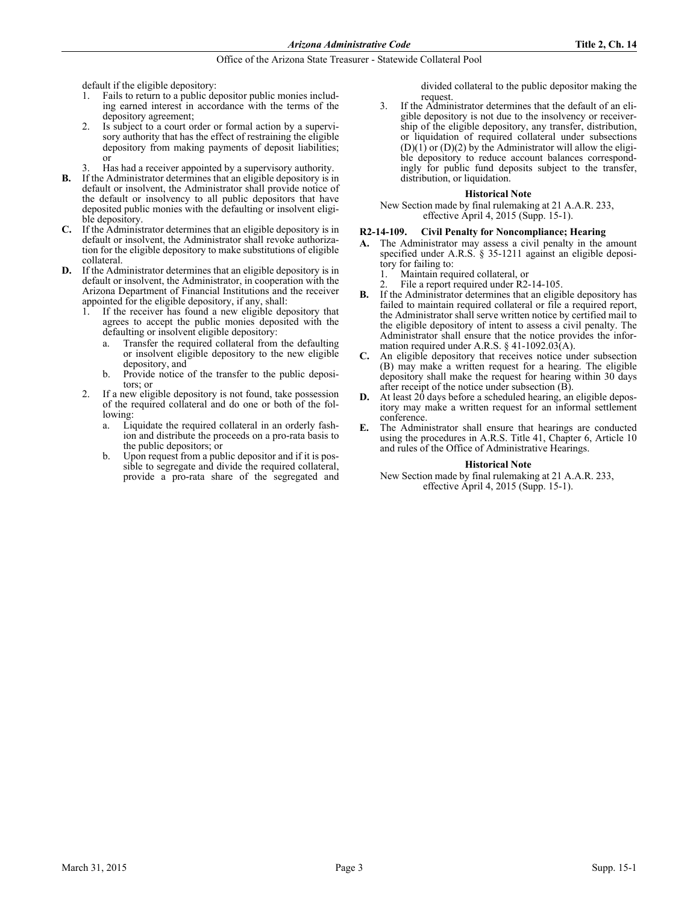default if the eligible depository:

1. Fails to return to a public depositor public monies including earned interest in accordance with the terms of the depository agreement;
2. Is subject to a court order or formal action by a supervisory authority that has the effect of restraining the eligible depository from making payments of deposit liabilities; or
3. Has had a receiver appointed by a supervisory authority.

**B.** If the Administrator determines that an eligible depository is in default or insolvent, the Administrator shall provide notice of the default or insolvency to all public depositors that have deposited public monies with the defaulting or insolvent eligible depository.

**C.** If the Administrator determines that an eligible depository is in default or insolvent, the Administrator shall revoke authorization for the eligible depository to make substitutions of eligible collateral.

**D.** If the Administrator determines that an eligible depository is in default or insolvent, the Administrator, in cooperation with the Arizona Department of Financial Institutions and the receiver appointed for the eligible depository, if any, shall:

1. If the receiver has found a new eligible depository that agrees to accept the public monies deposited with the defaulting or insolvent eligible depository:
   a. Transfer the required collateral from the defaulting or insolvent eligible depository to the new eligible depository, and
   b. Provide notice of the transfer to the public depositors; or
2. If a new eligible depository is not found, take possession of the required collateral and do one or both of the following:
   a. Liquidate the required collateral in an orderly fashion and distribute the proceeds on a pro-rata basis to the public depositors; or
   b. Upon request from a public depositor and if it is possible to segregate and divide the required collateral, provide a pro-rata share of the segregated and divided collateral to the public depositor making the request.
3. If the Administrator determines that the default of an eligible depository is not due to the insolvency or receivership of the eligible depository, any transfer, distribution, or liquidation of required collateral under subsections (D)(1) or (D)(2) by the Administrator will allow the eligible depository to reduce account balances correspondingly for public fund deposits subject to the transfer, distribution, or liquidation.

**Historical Note**

New Section made by final rulemaking at 21 A.A.R. 233, effective April 4, 2015 (Supp. 15-1).

### R2-14-109. Civil Penalty for Noncompliance; Hearing

**A.** The Administrator may assess a civil penalty in the amount specified under A.R.S. § 35-1211 against an eligible depository for failing to:

1. Maintain required collateral, or
2. File a report required under R2-14-105.

**B.** If the Administrator determines that an eligible depository has failed to maintain required collateral or file a required report, the Administrator shall serve written notice by certified mail to the eligible depository of intent to assess a civil penalty. The Administrator shall ensure that the notice provides the information required under A.R.S. § 41-1092.03(A).

**C.** An eligible depository that receives notice under subsection (B) may make a written request for a hearing. The eligible depository shall make the request for hearing within 30 days after receipt of the notice under subsection (B).

**D.** At least 20 days before a scheduled hearing, an eligible depository may make a written request for an informal settlement conference.

**E.** The Administrator shall ensure that hearings are conducted using the procedures in A.R.S. Title 41, Chapter 6, Article 10 and rules of the Office of Administrative Hearings.

**Historical Note**

New Section made by final rulemaking at 21 A.A.R. 233, effective April 4, 2015 (Supp. 15-1).